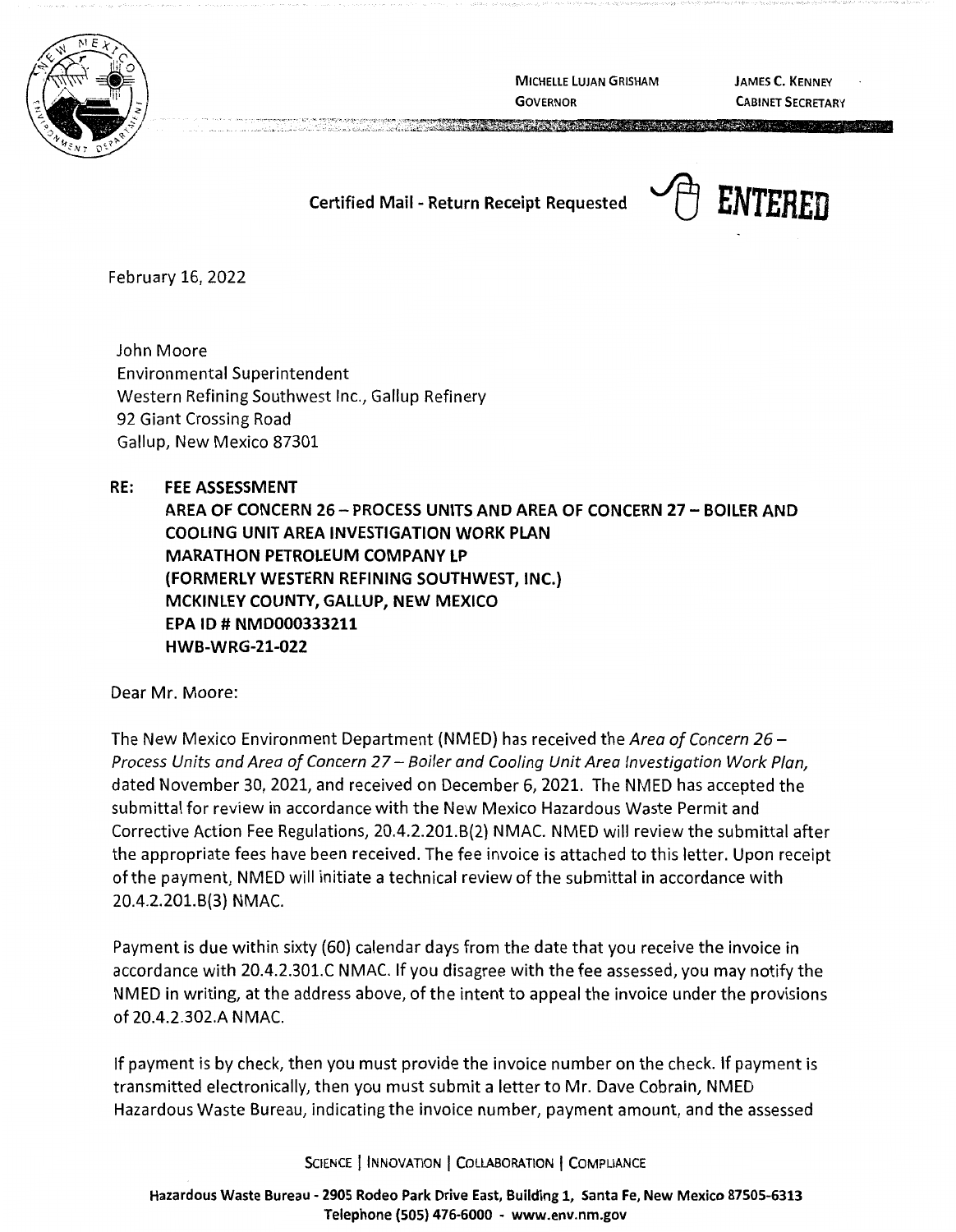MICHELLE LUJAN GRISHAM
GOVERNOR

JAMES C. KENNEY
CABINET SECRETARY

**Certified Mail - Return Receipt Requested**

**ENTERED**

February 16, 2022

John Moore
Environmental Superintendent
Western Refining Southwest Inc., Gallup Refinery
92 Giant Crossing Road
Gallup, New Mexico 87301

**RE: FEE ASSESSMENT**
**AREA OF CONCERN 26 – PROCESS UNITS AND AREA OF CONCERN 27 – BOILER AND COOLING UNIT AREA INVESTIGATION WORK PLAN**
**MARATHON PETROLEUM COMPANY LP**
**(FORMERLY WESTERN REFINING SOUTHWEST, INC.)**
**MCKINLEY COUNTY, GALLUP, NEW MEXICO**
**EPA ID # NMD000333211**
**HWB-WRG-21-022**

Dear Mr. Moore:

The New Mexico Environment Department (NMED) has received the *Area of Concern 26 – Process Units and Area of Concern 27 – Boiler and Cooling Unit Area Investigation Work Plan,* dated November 30, 2021, and received on December 6, 2021. The NMED has accepted the submittal for review in accordance with the New Mexico Hazardous Waste Permit and Corrective Action Fee Regulations, 20.4.2.201.B(2) NMAC. NMED will review the submittal after the appropriate fees have been received. The fee invoice is attached to this letter. Upon receipt of the payment, NMED will initiate a technical review of the submittal in accordance with 20.4.2.201.B(3) NMAC.

Payment is due within sixty (60) calendar days from the date that you receive the invoice in accordance with 20.4.2.301.C NMAC. If you disagree with the fee assessed, you may notify the NMED in writing, at the address above, of the intent to appeal the invoice under the provisions of 20.4.2.302.A NMAC.

If payment is by check, then you must provide the invoice number on the check. If payment is transmitted electronically, then you must submit a letter to Mr. Dave Cobrain, NMED Hazardous Waste Bureau, indicating the invoice number, payment amount, and the assessed

SCIENCE | INNOVATION | COLLABORATION | COMPLIANCE

**Hazardous Waste Bureau - 2905 Rodeo Park Drive East, Building 1, Santa Fe, New Mexico 87505-6313**
**Telephone (505) 476-6000 - www.env.nm.gov**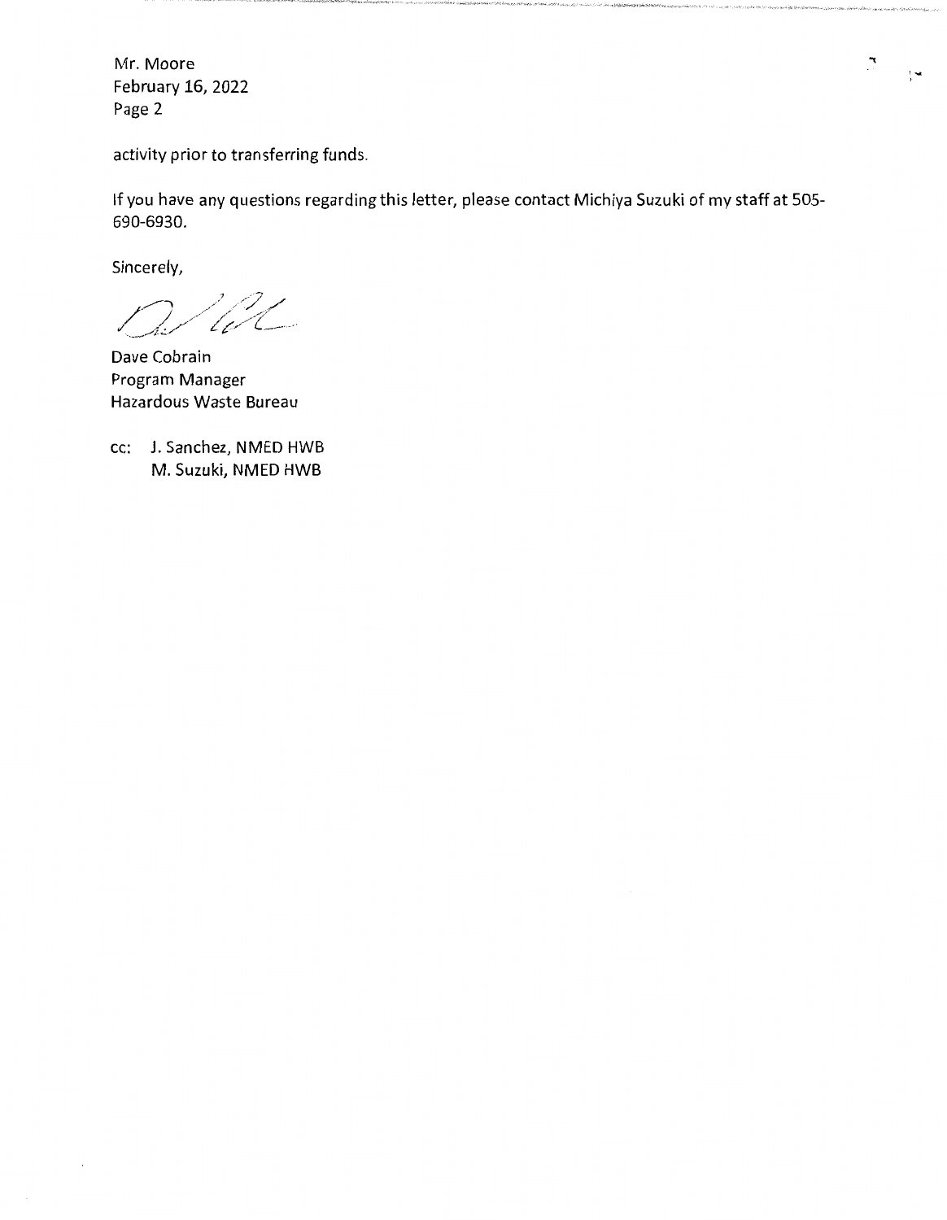activity prior to transferring funds.

If you have any questions regarding this letter, please contact Michiya Suzuki of my staff at 505-690-6930.

Sincerely,

Dave Cobrain
Program Manager
Hazardous Waste Bureau

cc: J. Sanchez, NMED HWB
M. Suzuki, NMED HWB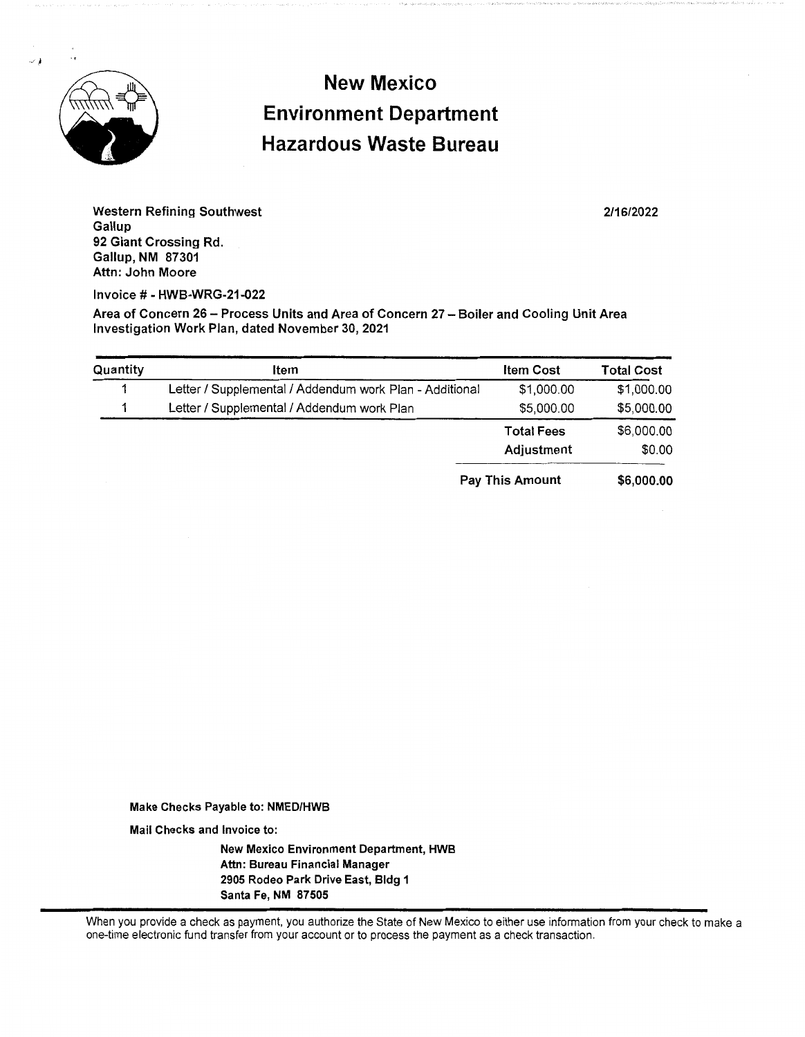# New Mexico Environment Department Hazardous Waste Bureau

**Western Refining Southwest**
**Gallup**
**92 Giant Crossing Rd.**
**Gallup, NM 87301**
**Attn: John Moore**

**2/16/2022**

**Invoice # - HWB-WRG-21-022**

**Area of Concern 26 – Process Units and Area of Concern 27 – Boiler and Cooling Unit Area Investigation Work Plan, dated November 30, 2021**

| Quantity | Item | Item Cost | Total Cost |
|---|---|---|---|
| 1 | Letter / Supplemental / Addendum work Plan - Additional | $1,000.00 | $1,000.00 |
| 1 | Letter / Supplemental / Addendum work Plan | $5,000.00 | $5,000.00 |
| | | **Total Fees** | $6,000.00 |
| | | **Adjustment** | $0.00 |
| | | **Pay This Amount** | **$6,000.00** |

**Make Checks Payable to: NMED/HWB**

**Mail Checks and Invoice to:**

**New Mexico Environment Department, HWB**
**Attn: Bureau Financial Manager**
**2905 Rodeo Park Drive East, Bldg 1**
**Santa Fe, NM 87505**

When you provide a check as payment, you authorize the State of New Mexico to either use information from your check to make a one-time electronic fund transfer from your account or to process the payment as a check transaction.